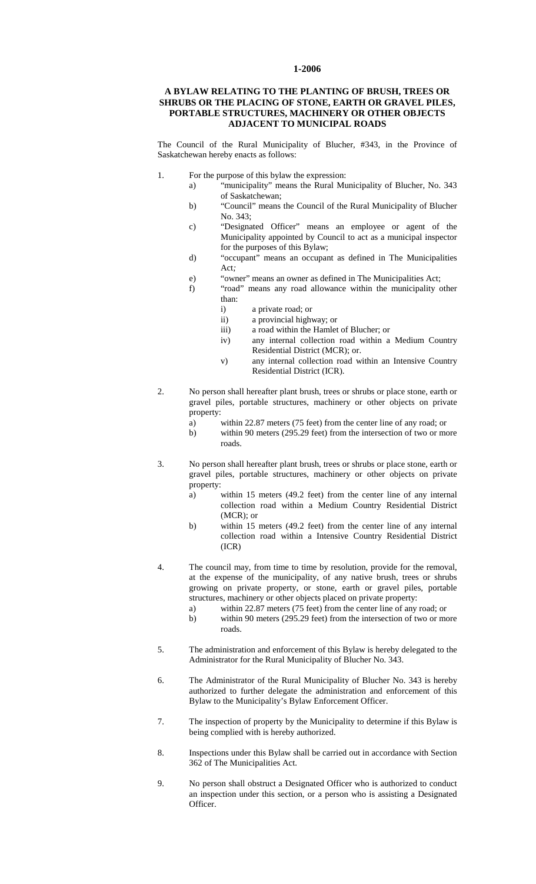**1-2006**

**A BYLAW RELATING TO THE PLANTING OF BRUSH, TREES OR SHRUBS OR THE PLACING OF STONE, EARTH OR GRAVEL PILES, PORTABLE STRUCTURES, MACHINERY OR OTHER OBJECTS ADJACENT TO MUNICIPAL ROADS**

The Council of the Rural Municipality of Blucher, #343, in the Province of Saskatchewan hereby enacts as follows:

1. For the purpose of this bylaw the expression:
   a) "municipality" means the Rural Municipality of Blucher, No. 343 of Saskatchewan;
   b) "Council" means the Council of the Rural Municipality of Blucher No. 343;
   c) "Designated Officer" means an employee or agent of the Municipality appointed by Council to act as a municipal inspector for the purposes of this Bylaw;
   d) "occupant" means an occupant as defined in The Municipalities Act;
   e) "owner" means an owner as defined in The Municipalities Act;
   f) "road" means any road allowance within the municipality other than:
      i) a private road; or
      ii) a provincial highway; or
      iii) a road within the Hamlet of Blucher; or
      iv) any internal collection road within a Medium Country Residential District (MCR); or.
      v) any internal collection road within an Intensive Country Residential District (ICR).

2. No person shall hereafter plant brush, trees or shrubs or place stone, earth or gravel piles, portable structures, machinery or other objects on private property:
   a) within 22.87 meters (75 feet) from the center line of any road; or
   b) within 90 meters (295.29 feet) from the intersection of two or more roads.

3. No person shall hereafter plant brush, trees or shrubs or place stone, earth or gravel piles, portable structures, machinery or other objects on private property:
   a) within 15 meters (49.2 feet) from the center line of any internal collection road within a Medium Country Residential District (MCR); or
   b) within 15 meters (49.2 feet) from the center line of any internal collection road within a Intensive Country Residential District (ICR)

4. The council may, from time to time by resolution, provide for the removal, at the expense of the municipality, of any native brush, trees or shrubs growing on private property, or stone, earth or gravel piles, portable structures, machinery or other objects placed on private property:
   a) within 22.87 meters (75 feet) from the center line of any road; or
   b) within 90 meters (295.29 feet) from the intersection of two or more roads.

5. The administration and enforcement of this Bylaw is hereby delegated to the Administrator for the Rural Municipality of Blucher No. 343.

6. The Administrator of the Rural Municipality of Blucher No. 343 is hereby authorized to further delegate the administration and enforcement of this Bylaw to the Municipality's Bylaw Enforcement Officer.

7. The inspection of property by the Municipality to determine if this Bylaw is being complied with is hereby authorized.

8. Inspections under this Bylaw shall be carried out in accordance with Section 362 of The Municipalities Act.

9. No person shall obstruct a Designated Officer who is authorized to conduct an inspection under this section, or a person who is assisting a Designated Officer.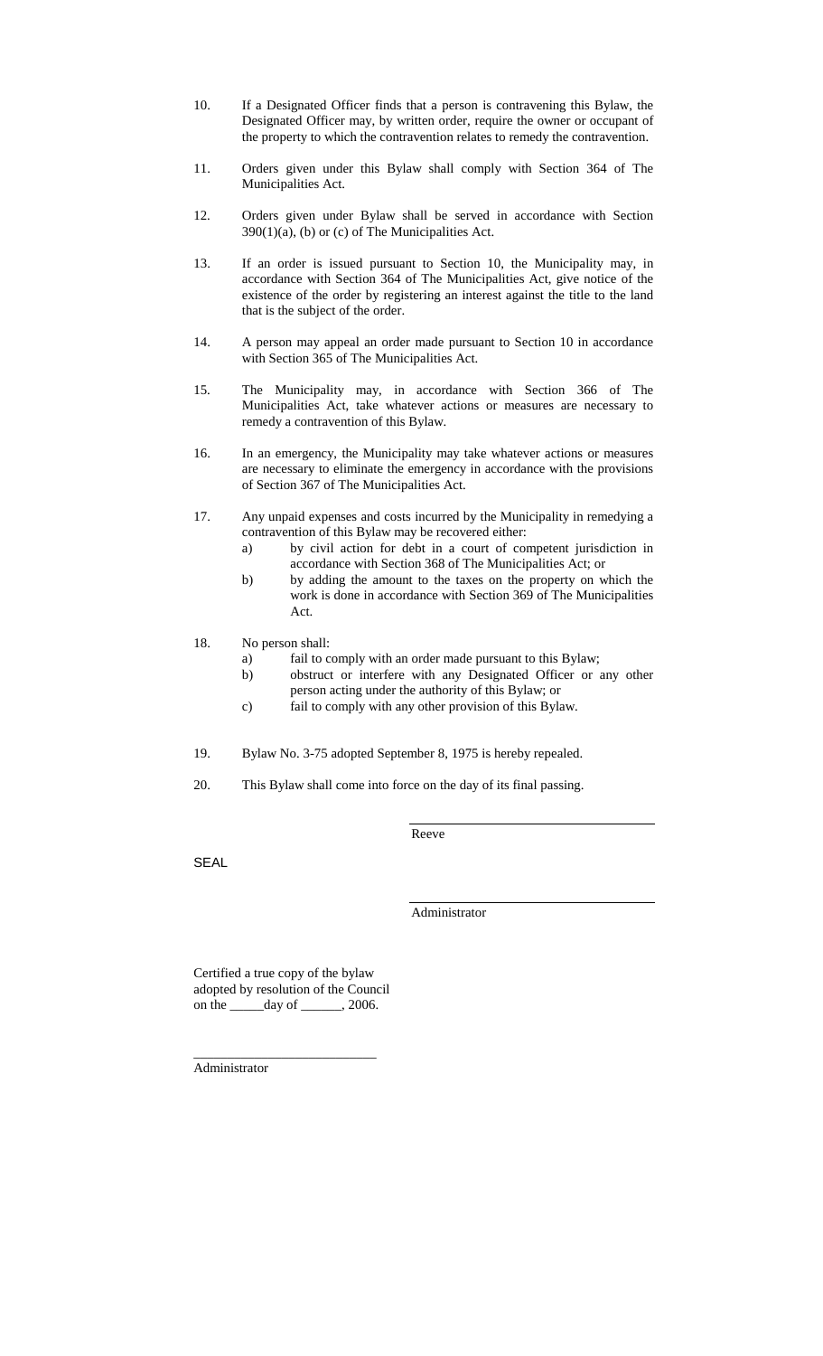10. If a Designated Officer finds that a person is contravening this Bylaw, the Designated Officer may, by written order, require the owner or occupant of the property to which the contravention relates to remedy the contravention.

11. Orders given under this Bylaw shall comply with Section 364 of The Municipalities Act.

12. Orders given under Bylaw shall be served in accordance with Section 390(1)(a), (b) or (c) of The Municipalities Act.

13. If an order is issued pursuant to Section 10, the Municipality may, in accordance with Section 364 of The Municipalities Act, give notice of the existence of the order by registering an interest against the title to the land that is the subject of the order.

14. A person may appeal an order made pursuant to Section 10 in accordance with Section 365 of The Municipalities Act.

15. The Municipality may, in accordance with Section 366 of The Municipalities Act, take whatever actions or measures are necessary to remedy a contravention of this Bylaw.

16. In an emergency, the Municipality may take whatever actions or measures are necessary to eliminate the emergency in accordance with the provisions of Section 367 of The Municipalities Act.

17. Any unpaid expenses and costs incurred by the Municipality in remedying a contravention of this Bylaw may be recovered either:
    a) by civil action for debt in a court of competent jurisdiction in accordance with Section 368 of The Municipalities Act; or
    b) by adding the amount to the taxes on the property on which the work is done in accordance with Section 369 of The Municipalities Act.

18. No person shall:
    a) fail to comply with an order made pursuant to this Bylaw;
    b) obstruct or interfere with any Designated Officer or any other person acting under the authority of this Bylaw; or
    c) fail to comply with any other provision of this Bylaw.

19. Bylaw No. 3-75 adopted September 8, 1975 is hereby repealed.

20. This Bylaw shall come into force on the day of its final passing.

\_\_\_\_\_\_\_\_\_\_\_\_\_\_\_\_\_\_\_\_\_\_\_\_\_\_\_\_\_\_
Reeve

SEAL

\_\_\_\_\_\_\_\_\_\_\_\_\_\_\_\_\_\_\_\_\_\_\_\_\_\_\_\_\_\_
Administrator

Certified a true copy of the bylaw adopted by resolution of the Council on the \_\_\_\_\_day of \_\_\_\_\_\_, 2006.

\_\_\_\_\_\_\_\_\_\_\_\_\_\_\_\_\_\_\_\_\_\_\_\_\_\_\_\_\_\_
Administrator